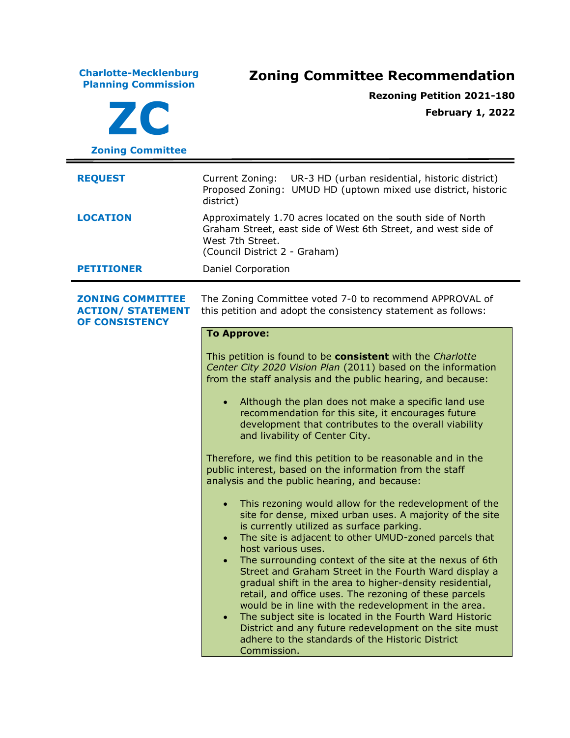**Charlotte-Mecklenburg Planning Commission**

**ZC**

**Zoning Committee**

# Zoning Committee Recommendation

**Rezoning Petition 2021-180**

**February 1, 2022**

---

**REQUEST**

Current Zoning: UR-3 HD (urban residential, historic district)
Proposed Zoning: UMUD HD (uptown mixed use district, historic district)

**LOCATION**

Approximately 1.70 acres located on the south side of North Graham Street, east side of West 6th Street, and west side of West 7th Street.
(Council District 2 - Graham)

**PETITIONER**

Daniel Corporation

---

**ZONING COMMITTEE ACTION/ STATEMENT OF CONSISTENCY**

The Zoning Committee voted 7-0 to recommend APPROVAL of this petition and adopt the consistency statement as follows:

**To Approve:**

This petition is found to be **consistent** with the *Charlotte Center City 2020 Vision Plan* (2011) based on the information from the staff analysis and the public hearing, and because:

- Although the plan does not make a specific land use recommendation for this site, it encourages future development that contributes to the overall viability and livability of Center City.

Therefore, we find this petition to be reasonable and in the public interest, based on the information from the staff analysis and the public hearing, and because:

- This rezoning would allow for the redevelopment of the site for dense, mixed urban uses. A majority of the site is currently utilized as surface parking.
- The site is adjacent to other UMUD-zoned parcels that host various uses.
- The surrounding context of the site at the nexus of 6th Street and Graham Street in the Fourth Ward display a gradual shift in the area to higher-density residential, retail, and office uses. The rezoning of these parcels would be in line with the redevelopment in the area.
- The subject site is located in the Fourth Ward Historic District and any future redevelopment on the site must adhere to the standards of the Historic District Commission.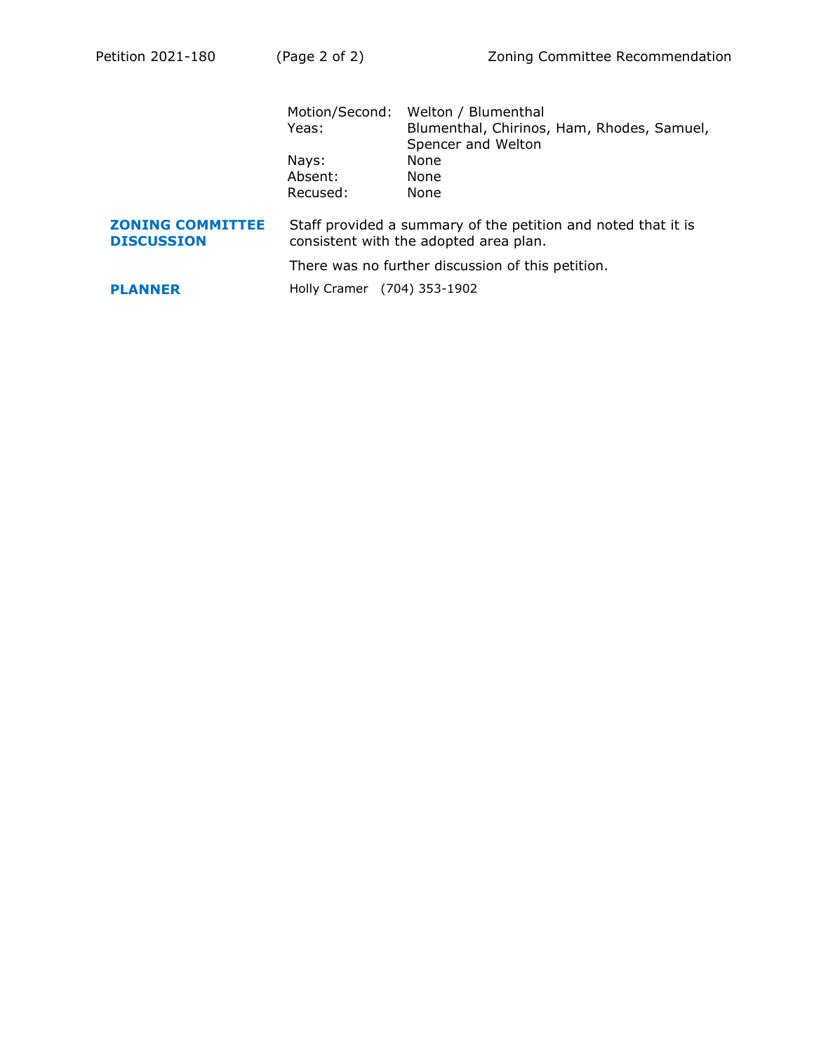| | |
|---|---|
| Motion/Second: | Welton / Blumenthal |
| Yeas: | Blumenthal, Chirinos, Ham, Rhodes, Samuel, Spencer and Welton |
| Nays: | None |
| Absent: | None |
| Recused: | None |

**ZONING COMMITTEE DISCUSSION**

Staff provided a summary of the petition and noted that it is consistent with the adopted area plan.

There was no further discussion of this petition.

**PLANNER**

Holly Cramer (704) 353-1902